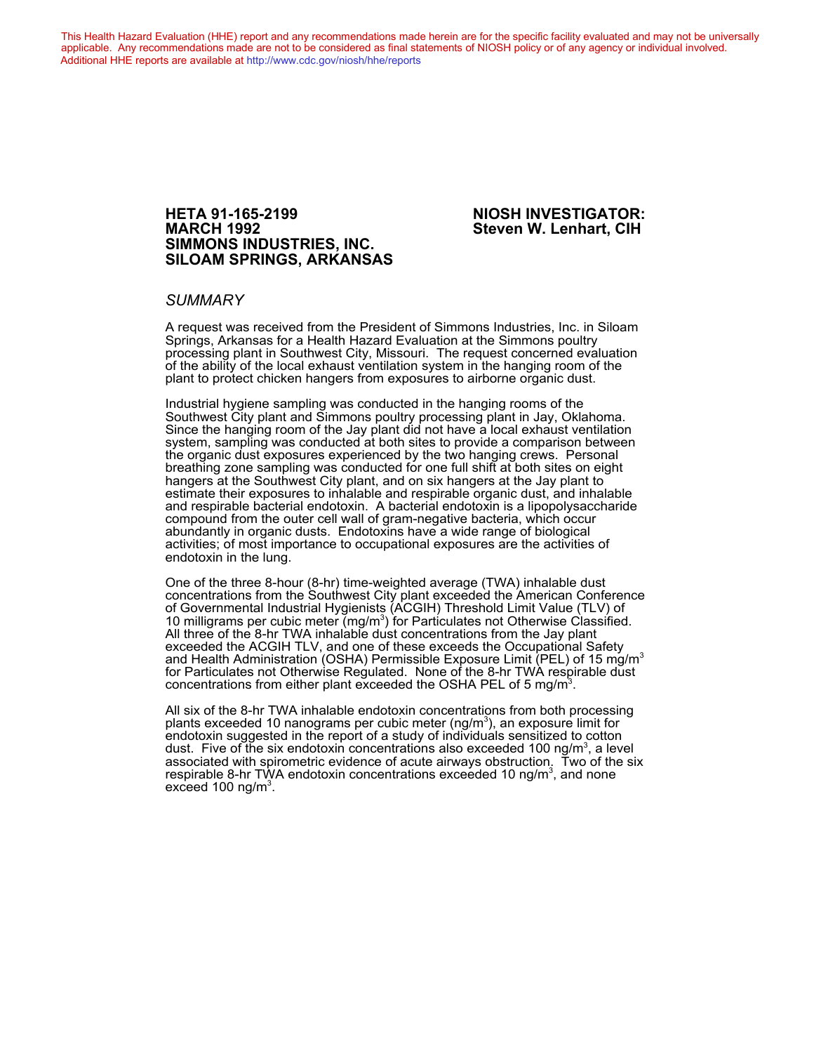This Health Hazard Evaluation (HHE) report and any recommendations made herein are for the specific facility evaluated and may not be universally applicable. Any recommendations made are not to be considered as final statements of NIOSH policy or of any agency or individual involved. Additional HHE reports are available at http://www.cdc.gov/niosh/hhe/reports

**HETA 91-165-2199**
**MARCH 1992**
**SIMMONS INDUSTRIES, INC.**
**SILOAM SPRINGS, ARKANSAS**

**NIOSH INVESTIGATOR:**
**Steven W. Lenhart, CIH**

## *SUMMARY*

A request was received from the President of Simmons Industries, Inc. in Siloam Springs, Arkansas for a Health Hazard Evaluation at the Simmons poultry processing plant in Southwest City, Missouri. The request concerned evaluation of the ability of the local exhaust ventilation system in the hanging room of the plant to protect chicken hangers from exposures to airborne organic dust.

Industrial hygiene sampling was conducted in the hanging rooms of the Southwest City plant and Simmons poultry processing plant in Jay, Oklahoma. Since the hanging room of the Jay plant did not have a local exhaust ventilation system, sampling was conducted at both sites to provide a comparison between the organic dust exposures experienced by the two hanging crews. Personal breathing zone sampling was conducted for one full shift at both sites on eight hangers at the Southwest City plant, and on six hangers at the Jay plant to estimate their exposures to inhalable and respirable organic dust, and inhalable and respirable bacterial endotoxin. A bacterial endotoxin is a lipopolysaccharide compound from the outer cell wall of gram-negative bacteria, which occur abundantly in organic dusts. Endotoxins have a wide range of biological activities; of most importance to occupational exposures are the activities of endotoxin in the lung.

One of the three 8-hour (8-hr) time-weighted average (TWA) inhalable dust concentrations from the Southwest City plant exceeded the American Conference of Governmental Industrial Hygienists (ACGIH) Threshold Limit Value (TLV) of 10 milligrams per cubic meter (mg/m$^3$) for Particulates not Otherwise Classified. All three of the 8-hr TWA inhalable dust concentrations from the Jay plant exceeded the ACGIH TLV, and one of these exceeds the Occupational Safety and Health Administration (OSHA) Permissible Exposure Limit (PEL) of 15 mg/m$^3$ for Particulates not Otherwise Regulated. None of the 8-hr TWA respirable dust concentrations from either plant exceeded the OSHA PEL of 5 mg/m$^3$.

All six of the 8-hr TWA inhalable endotoxin concentrations from both processing plants exceeded 10 nanograms per cubic meter (ng/m$^3$), an exposure limit for endotoxin suggested in the report of a study of individuals sensitized to cotton dust. Five of the six endotoxin concentrations also exceeded 100 ng/m$^3$, a level associated with spirometric evidence of acute airways obstruction. Two of the six respirable 8-hr TWA endotoxin concentrations exceeded 10 ng/m$^3$, and none exceed 100 ng/m$^3$.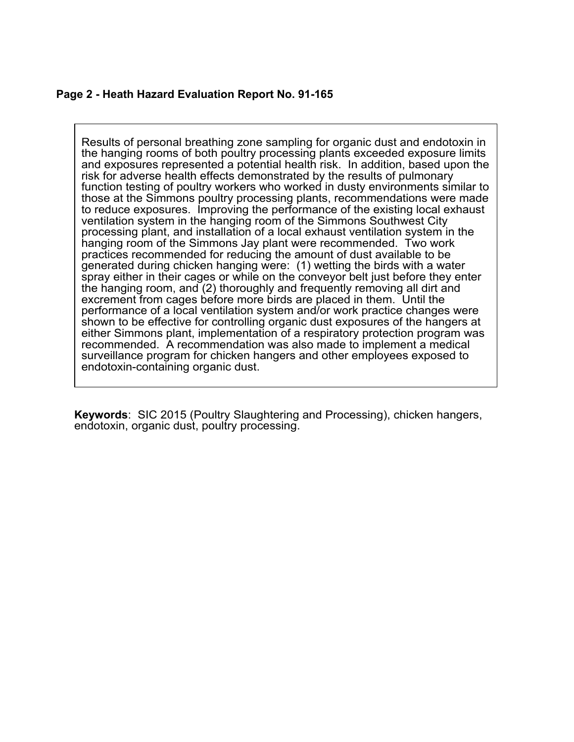Results of personal breathing zone sampling for organic dust and endotoxin in the hanging rooms of both poultry processing plants exceeded exposure limits and exposures represented a potential health risk. In addition, based upon the risk for adverse health effects demonstrated by the results of pulmonary function testing of poultry workers who worked in dusty environments similar to those at the Simmons poultry processing plants, recommendations were made to reduce exposures. Improving the performance of the existing local exhaust ventilation system in the hanging room of the Simmons Southwest City processing plant, and installation of a local exhaust ventilation system in the hanging room of the Simmons Jay plant were recommended. Two work practices recommended for reducing the amount of dust available to be generated during chicken hanging were: (1) wetting the birds with a water spray either in their cages or while on the conveyor belt just before they enter the hanging room, and (2) thoroughly and frequently removing all dirt and excrement from cages before more birds are placed in them. Until the performance of a local ventilation system and/or work practice changes were shown to be effective for controlling organic dust exposures of the hangers at either Simmons plant, implementation of a respiratory protection program was recommended. A recommendation was also made to implement a medical surveillance program for chicken hangers and other employees exposed to endotoxin-containing organic dust.

**Keywords**: SIC 2015 (Poultry Slaughtering and Processing), chicken hangers, endotoxin, organic dust, poultry processing.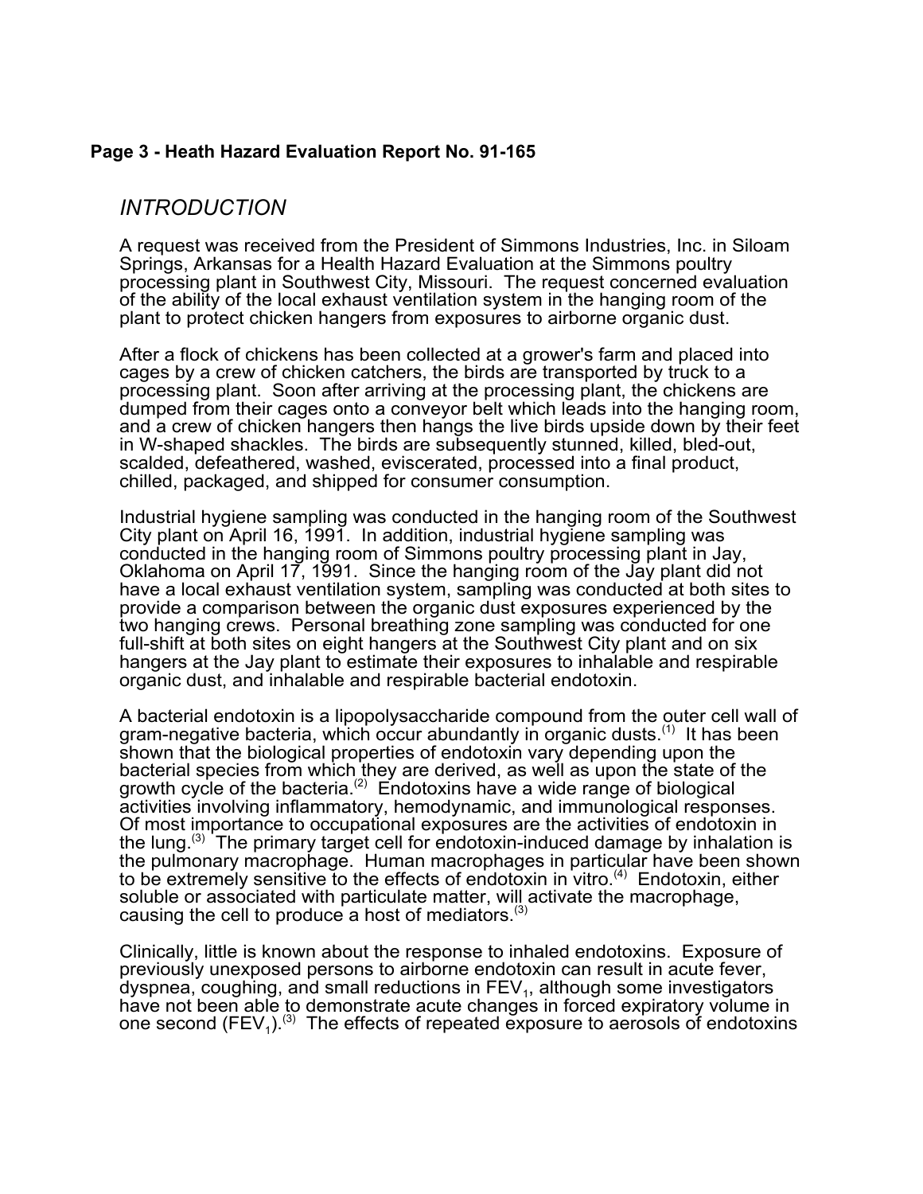## INTRODUCTION

A request was received from the President of Simmons Industries, Inc. in Siloam Springs, Arkansas for a Health Hazard Evaluation at the Simmons poultry processing plant in Southwest City, Missouri. The request concerned evaluation of the ability of the local exhaust ventilation system in the hanging room of the plant to protect chicken hangers from exposures to airborne organic dust.

After a flock of chickens has been collected at a grower's farm and placed into cages by a crew of chicken catchers, the birds are transported by truck to a processing plant. Soon after arriving at the processing plant, the chickens are dumped from their cages onto a conveyor belt which leads into the hanging room, and a crew of chicken hangers then hangs the live birds upside down by their feet in W-shaped shackles. The birds are subsequently stunned, killed, bled-out, scalded, defeathered, washed, eviscerated, processed into a final product, chilled, packaged, and shipped for consumer consumption.

Industrial hygiene sampling was conducted in the hanging room of the Southwest City plant on April 16, 1991. In addition, industrial hygiene sampling was conducted in the hanging room of Simmons poultry processing plant in Jay, Oklahoma on April 17, 1991. Since the hanging room of the Jay plant did not have a local exhaust ventilation system, sampling was conducted at both sites to provide a comparison between the organic dust exposures experienced by the two hanging crews. Personal breathing zone sampling was conducted for one full-shift at both sites on eight hangers at the Southwest City plant and on six hangers at the Jay plant to estimate their exposures to inhalable and respirable organic dust, and inhalable and respirable bacterial endotoxin.

A bacterial endotoxin is a lipopolysaccharide compound from the outer cell wall of gram-negative bacteria, which occur abundantly in organic dusts.[1] It has been shown that the biological properties of endotoxin vary depending upon the bacterial species from which they are derived, as well as upon the state of the growth cycle of the bacteria.[2] Endotoxins have a wide range of biological activities involving inflammatory, hemodynamic, and immunological responses. Of most importance to occupational exposures are the activities of endotoxin in the lung.[3] The primary target cell for endotoxin-induced damage by inhalation is the pulmonary macrophage. Human macrophages in particular have been shown to be extremely sensitive to the effects of endotoxin in vitro.[4] Endotoxin, either soluble or associated with particulate matter, will activate the macrophage, causing the cell to produce a host of mediators.[3]

Clinically, little is known about the response to inhaled endotoxins. Exposure of previously unexposed persons to airborne endotoxin can result in acute fever, dyspnea, coughing, and small reductions in $FEV_1$, although some investigators have not been able to demonstrate acute changes in forced expiratory volume in one second ($FEV_1$).[3] The effects of repeated exposure to aerosols of endotoxins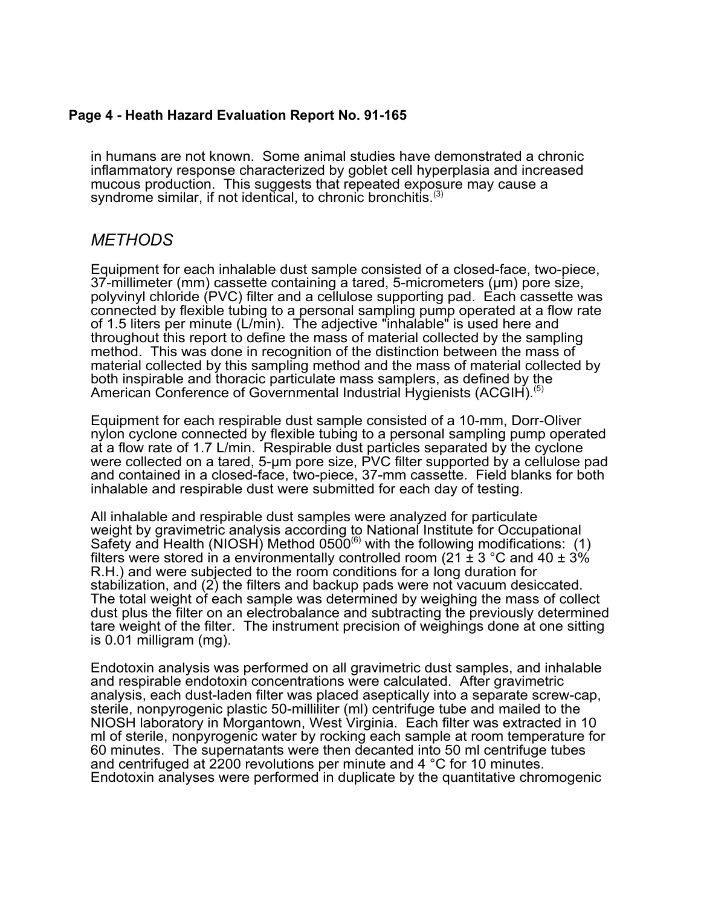in humans are not known. Some animal studies have demonstrated a chronic inflammatory response characterized by goblet cell hyperplasia and increased mucous production. This suggests that repeated exposure may cause a syndrome similar, if not identical, to chronic bronchitis.[3]

## *METHODS*

Equipment for each inhalable dust sample consisted of a closed-face, two-piece, 37-millimeter (mm) cassette containing a tared, 5-micrometers (µm) pore size, polyvinyl chloride (PVC) filter and a cellulose supporting pad. Each cassette was connected by flexible tubing to a personal sampling pump operated at a flow rate of 1.5 liters per minute (L/min). The adjective "inhalable" is used here and throughout this report to define the mass of material collected by the sampling method. This was done in recognition of the distinction between the mass of material collected by this sampling method and the mass of material collected by both inspirable and thoracic particulate mass samplers, as defined by the American Conference of Governmental Industrial Hygienists (ACGIH).[5]

Equipment for each respirable dust sample consisted of a 10-mm, Dorr-Oliver nylon cyclone connected by flexible tubing to a personal sampling pump operated at a flow rate of 1.7 L/min. Respirable dust particles separated by the cyclone were collected on a tared, 5-µm pore size, PVC filter supported by a cellulose pad and contained in a closed-face, two-piece, 37-mm cassette. Field blanks for both inhalable and respirable dust were submitted for each day of testing.

All inhalable and respirable dust samples were analyzed for particulate weight by gravimetric analysis according to National Institute for Occupational Safety and Health (NIOSH) Method 0500[6] with the following modifications: (1) filters were stored in a environmentally controlled room (21 ± 3 °C and 40 ± 3% R.H.) and were subjected to the room conditions for a long duration for stabilization, and (2) the filters and backup pads were not vacuum desiccated. The total weight of each sample was determined by weighing the mass of collect dust plus the filter on an electrobalance and subtracting the previously determined tare weight of the filter. The instrument precision of weighings done at one sitting is 0.01 milligram (mg).

Endotoxin analysis was performed on all gravimetric dust samples, and inhalable and respirable endotoxin concentrations were calculated. After gravimetric analysis, each dust-laden filter was placed aseptically into a separate screw-cap, sterile, nonpyrogenic plastic 50-milliliter (ml) centrifuge tube and mailed to the NIOSH laboratory in Morgantown, West Virginia. Each filter was extracted in 10 ml of sterile, nonpyrogenic water by rocking each sample at room temperature for 60 minutes. The supernatants were then decanted into 50 ml centrifuge tubes and centrifuged at 2200 revolutions per minute and 4 °C for 10 minutes. Endotoxin analyses were performed in duplicate by the quantitative chromogenic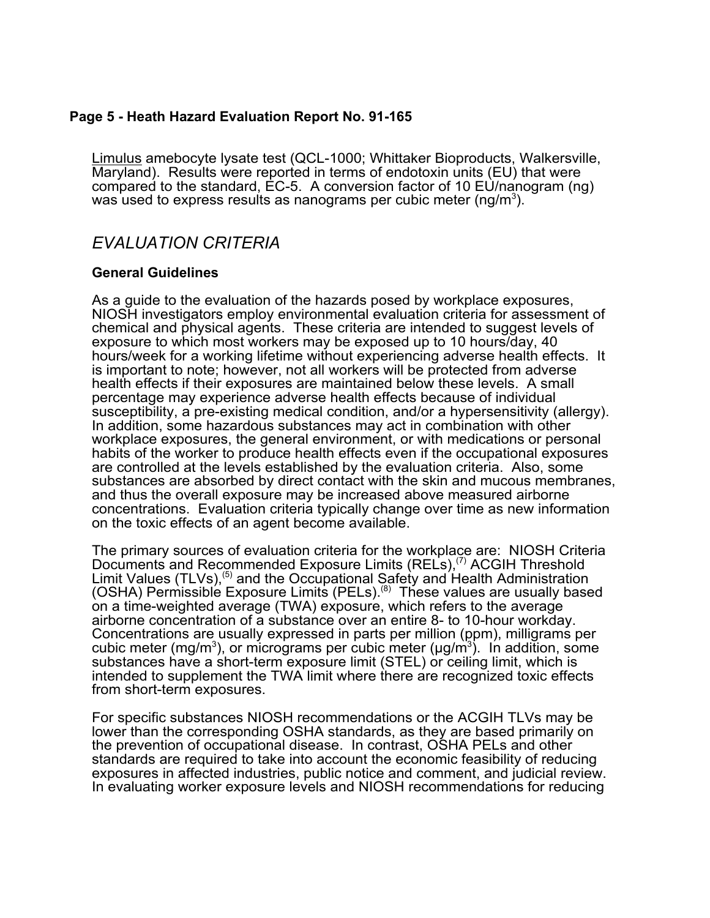Limulus amebocyte lysate test (QCL-1000; Whittaker Bioproducts, Walkersville, Maryland). Results were reported in terms of endotoxin units (EU) that were compared to the standard, EC-5. A conversion factor of 10 EU/nanogram (ng) was used to express results as nanograms per cubic meter ($ng/m^3$).

## *EVALUATION CRITERIA*

### General Guidelines

As a guide to the evaluation of the hazards posed by workplace exposures, NIOSH investigators employ environmental evaluation criteria for assessment of chemical and physical agents. These criteria are intended to suggest levels of exposure to which most workers may be exposed up to 10 hours/day, 40 hours/week for a working lifetime without experiencing adverse health effects. It is important to note; however, not all workers will be protected from adverse health effects if their exposures are maintained below these levels. A small percentage may experience adverse health effects because of individual susceptibility, a pre-existing medical condition, and/or a hypersensitivity (allergy). In addition, some hazardous substances may act in combination with other workplace exposures, the general environment, or with medications or personal habits of the worker to produce health effects even if the occupational exposures are controlled at the levels established by the evaluation criteria. Also, some substances are absorbed by direct contact with the skin and mucous membranes, and thus the overall exposure may be increased above measured airborne concentrations. Evaluation criteria typically change over time as new information on the toxic effects of an agent become available.

The primary sources of evaluation criteria for the workplace are: NIOSH Criteria Documents and Recommended Exposure Limits (RELs),[7] ACGIH Threshold Limit Values (TLVs),[5] and the Occupational Safety and Health Administration (OSHA) Permissible Exposure Limits (PELs).[8] These values are usually based on a time-weighted average (TWA) exposure, which refers to the average airborne concentration of a substance over an entire 8- to 10-hour workday. Concentrations are usually expressed in parts per million (ppm), milligrams per cubic meter ($mg/m^3$), or micrograms per cubic meter ($\mu g/m^3$). In addition, some substances have a short-term exposure limit (STEL) or ceiling limit, which is intended to supplement the TWA limit where there are recognized toxic effects from short-term exposures.

For specific substances NIOSH recommendations or the ACGIH TLVs may be lower than the corresponding OSHA standards, as they are based primarily on the prevention of occupational disease. In contrast, OSHA PELs and other standards are required to take into account the economic feasibility of reducing exposures in affected industries, public notice and comment, and judicial review. In evaluating worker exposure levels and NIOSH recommendations for reducing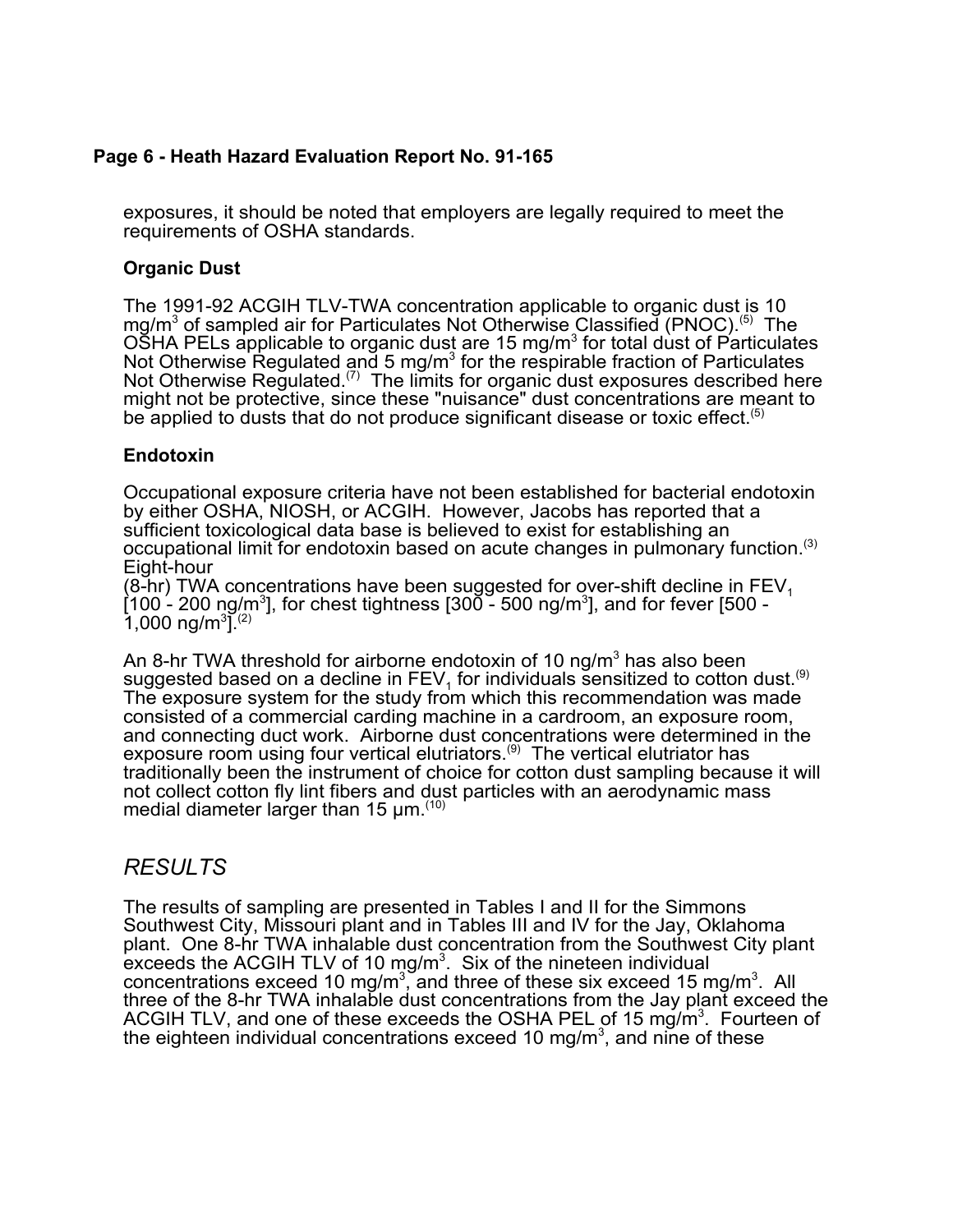exposures, it should be noted that employers are legally required to meet the requirements of OSHA standards.

### Organic Dust

The 1991-92 ACGIH TLV-TWA concentration applicable to organic dust is 10 mg/m$^3$ of sampled air for Particulates Not Otherwise Classified (PNOC).[5] The OSHA PELs applicable to organic dust are 15 mg/m$^3$ for total dust of Particulates Not Otherwise Regulated and 5 mg/m$^3$ for the respirable fraction of Particulates Not Otherwise Regulated.[7] The limits for organic dust exposures described here might not be protective, since these "nuisance" dust concentrations are meant to be applied to dusts that do not produce significant disease or toxic effect.[5]

### Endotoxin

Occupational exposure criteria have not been established for bacterial endotoxin by either OSHA, NIOSH, or ACGIH. However, Jacobs has reported that a sufficient toxicological data base is believed to exist for establishing an occupational limit for endotoxin based on acute changes in pulmonary function.[3] Eight-hour (8-hr) TWA concentrations have been suggested for over-shift decline in $FEV_1$ [100 - 200 ng/m$^3$], for chest tightness [300 - 500 ng/m$^3$], and for fever [500 - 1,000 ng/m$^3$].[2]

An 8-hr TWA threshold for airborne endotoxin of 10 ng/m$^3$ has also been suggested based on a decline in $FEV_1$ for individuals sensitized to cotton dust.[9] The exposure system for the study from which this recommendation was made consisted of a commercial carding machine in a cardroom, an exposure room, and connecting duct work. Airborne dust concentrations were determined in the exposure room using four vertical elutriators.[9] The vertical elutriator has traditionally been the instrument of choice for cotton dust sampling because it will not collect cotton fly lint fibers and dust particles with an aerodynamic mass medial diameter larger than 15 µm.[10]

## *RESULTS*

The results of sampling are presented in Tables I and II for the Simmons Southwest City, Missouri plant and in Tables III and IV for the Jay, Oklahoma plant. One 8-hr TWA inhalable dust concentration from the Southwest City plant exceeds the ACGIH TLV of 10 mg/m$^3$. Six of the nineteen individual concentrations exceed 10 mg/m$^3$, and three of these six exceed 15 mg/m$^3$. All three of the 8-hr TWA inhalable dust concentrations from the Jay plant exceed the ACGIH TLV, and one of these exceeds the OSHA PEL of 15 mg/m$^3$. Fourteen of the eighteen individual concentrations exceed 10 mg/m$^3$, and nine of these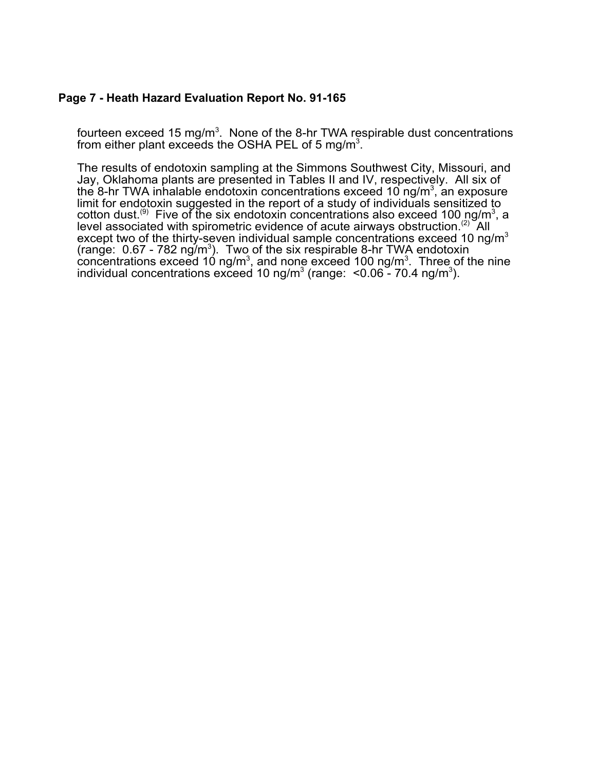fourteen exceed 15 mg/m$^3$. None of the 8-hr TWA respirable dust concentrations from either plant exceeds the OSHA PEL of 5 mg/m$^3$.

The results of endotoxin sampling at the Simmons Southwest City, Missouri, and Jay, Oklahoma plants are presented in Tables II and IV, respectively. All six of the 8-hr TWA inhalable endotoxin concentrations exceed 10 ng/m$^3$, an exposure limit for endotoxin suggested in the report of a study of individuals sensitized to cotton dust.[9] Five of the six endotoxin concentrations also exceed 100 ng/m$^3$, a level associated with spirometric evidence of acute airways obstruction.[2] All except two of the thirty-seven individual sample concentrations exceed 10 ng/m$^3$ (range: 0.67 - 782 ng/m$^3$). Two of the six respirable 8-hr TWA endotoxin concentrations exceed 10 ng/m$^3$, and none exceed 100 ng/m$^3$. Three of the nine individual concentrations exceed 10 ng/m$^3$ (range: <0.06 - 70.4 ng/m$^3$).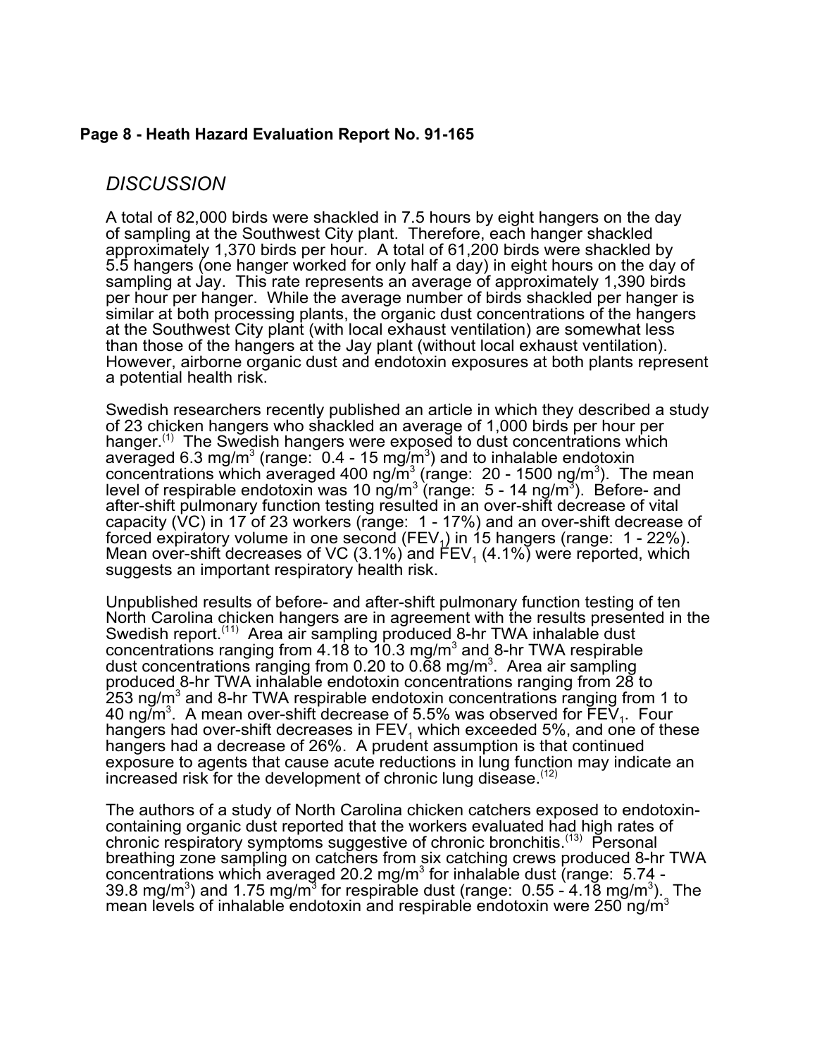## *DISCUSSION*

A total of 82,000 birds were shackled in 7.5 hours by eight hangers on the day of sampling at the Southwest City plant. Therefore, each hanger shackled approximately 1,370 birds per hour. A total of 61,200 birds were shackled by 5.5 hangers (one hanger worked for only half a day) in eight hours on the day of sampling at Jay. This rate represents an average of approximately 1,390 birds per hour per hanger. While the average number of birds shackled per hanger is similar at both processing plants, the organic dust concentrations of the hangers at the Southwest City plant (with local exhaust ventilation) are somewhat less than those of the hangers at the Jay plant (without local exhaust ventilation). However, airborne organic dust and endotoxin exposures at both plants represent a potential health risk.

Swedish researchers recently published an article in which they described a study of 23 chicken hangers who shackled an average of 1,000 birds per hour per hanger.[1] The Swedish hangers were exposed to dust concentrations which averaged 6.3 mg/$m^3$ (range: 0.4 - 15 mg/$m^3$) and to inhalable endotoxin concentrations which averaged 400 ng/$m^3$ (range: 20 - 1500 ng/$m^3$). The mean level of respirable endotoxin was 10 ng/$m^3$ (range: 5 - 14 ng/$m^3$). Before- and after-shift pulmonary function testing resulted in an over-shift decrease of vital capacity (VC) in 17 of 23 workers (range: 1 - 17%) and an over-shift decrease of forced expiratory volume in one second ($FEV_1$) in 15 hangers (range: 1 - 22%). Mean over-shift decreases of VC (3.1%) and $FEV_1$ (4.1%) were reported, which suggests an important respiratory health risk.

Unpublished results of before- and after-shift pulmonary function testing of ten North Carolina chicken hangers are in agreement with the results presented in the Swedish report.[11] Area air sampling produced 8-hr TWA inhalable dust concentrations ranging from 4.18 to 10.3 mg/$m^3$ and 8-hr TWA respirable dust concentrations ranging from 0.20 to 0.68 mg/$m^3$. Area air sampling produced 8-hr TWA inhalable endotoxin concentrations ranging from 28 to 253 ng/$m^3$ and 8-hr TWA respirable endotoxin concentrations ranging from 1 to 40 ng/$m^3$. A mean over-shift decrease of 5.5% was observed for $FEV_1$. Four hangers had over-shift decreases in $FEV_1$ which exceeded 5%, and one of these hangers had a decrease of 26%. A prudent assumption is that continued exposure to agents that cause acute reductions in lung function may indicate an increased risk for the development of chronic lung disease.[12]

The authors of a study of North Carolina chicken catchers exposed to endotoxin-containing organic dust reported that the workers evaluated had high rates of chronic respiratory symptoms suggestive of chronic bronchitis.[13] Personal breathing zone sampling on catchers from six catching crews produced 8-hr TWA concentrations which averaged 20.2 mg/$m^3$ for inhalable dust (range: 5.74 - 39.8 mg/$m^3$) and 1.75 mg/$m^3$ for respirable dust (range: 0.55 - 4.18 mg/$m^3$). The mean levels of inhalable endotoxin and respirable endotoxin were 250 ng/$m^3$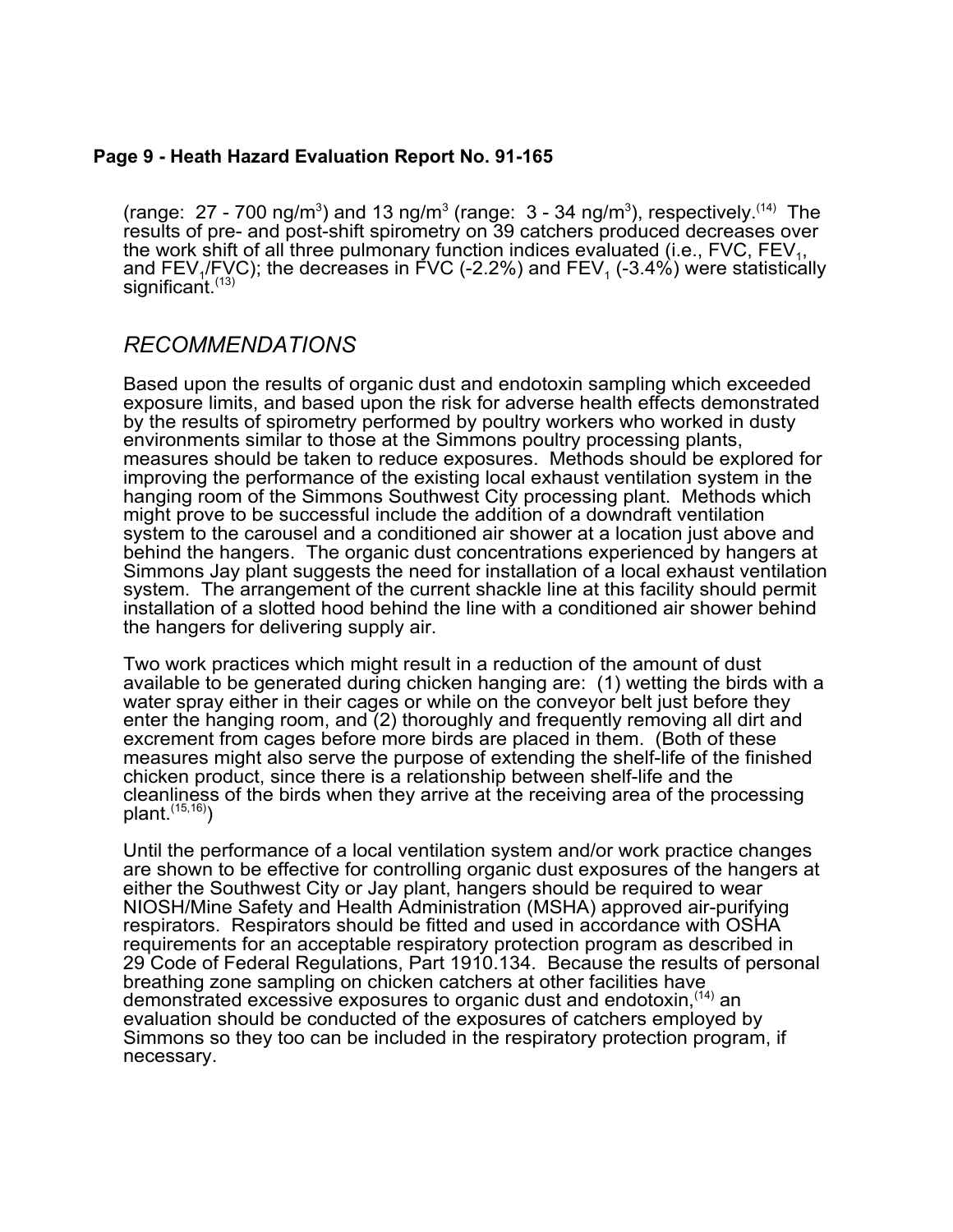(range: 27 - 700 $ng/m^3$) and 13 $ng/m^3$ (range: 3 - 34 $ng/m^3$), respectively.[14] The results of pre- and post-shift spirometry on 39 catchers produced decreases over the work shift of all three pulmonary function indices evaluated (i.e., FVC, $FEV_1$, and $FEV_1$/FVC); the decreases in FVC (-2.2%) and $FEV_1$ (-3.4%) were statistically significant.[13]

## *RECOMMENDATIONS*

Based upon the results of organic dust and endotoxin sampling which exceeded exposure limits, and based upon the risk for adverse health effects demonstrated by the results of spirometry performed by poultry workers who worked in dusty environments similar to those at the Simmons poultry processing plants, measures should be taken to reduce exposures. Methods should be explored for improving the performance of the existing local exhaust ventilation system in the hanging room of the Simmons Southwest City processing plant. Methods which might prove to be successful include the addition of a downdraft ventilation system to the carousel and a conditioned air shower at a location just above and behind the hangers. The organic dust concentrations experienced by hangers at Simmons Jay plant suggests the need for installation of a local exhaust ventilation system. The arrangement of the current shackle line at this facility should permit installation of a slotted hood behind the line with a conditioned air shower behind the hangers for delivering supply air.

Two work practices which might result in a reduction of the amount of dust available to be generated during chicken hanging are: (1) wetting the birds with a water spray either in their cages or while on the conveyor belt just before they enter the hanging room, and (2) thoroughly and frequently removing all dirt and excrement from cages before more birds are placed in them. (Both of these measures might also serve the purpose of extending the shelf-life of the finished chicken product, since there is a relationship between shelf-life and the cleanliness of the birds when they arrive at the receiving area of the processing plant.[15,16])

Until the performance of a local ventilation system and/or work practice changes are shown to be effective for controlling organic dust exposures of the hangers at either the Southwest City or Jay plant, hangers should be required to wear NIOSH/Mine Safety and Health Administration (MSHA) approved air-purifying respirators. Respirators should be fitted and used in accordance with OSHA requirements for an acceptable respiratory protection program as described in 29 Code of Federal Regulations, Part 1910.134. Because the results of personal breathing zone sampling on chicken catchers at other facilities have demonstrated excessive exposures to organic dust and endotoxin,[14] an evaluation should be conducted of the exposures of catchers employed by Simmons so they too can be included in the respiratory protection program, if necessary.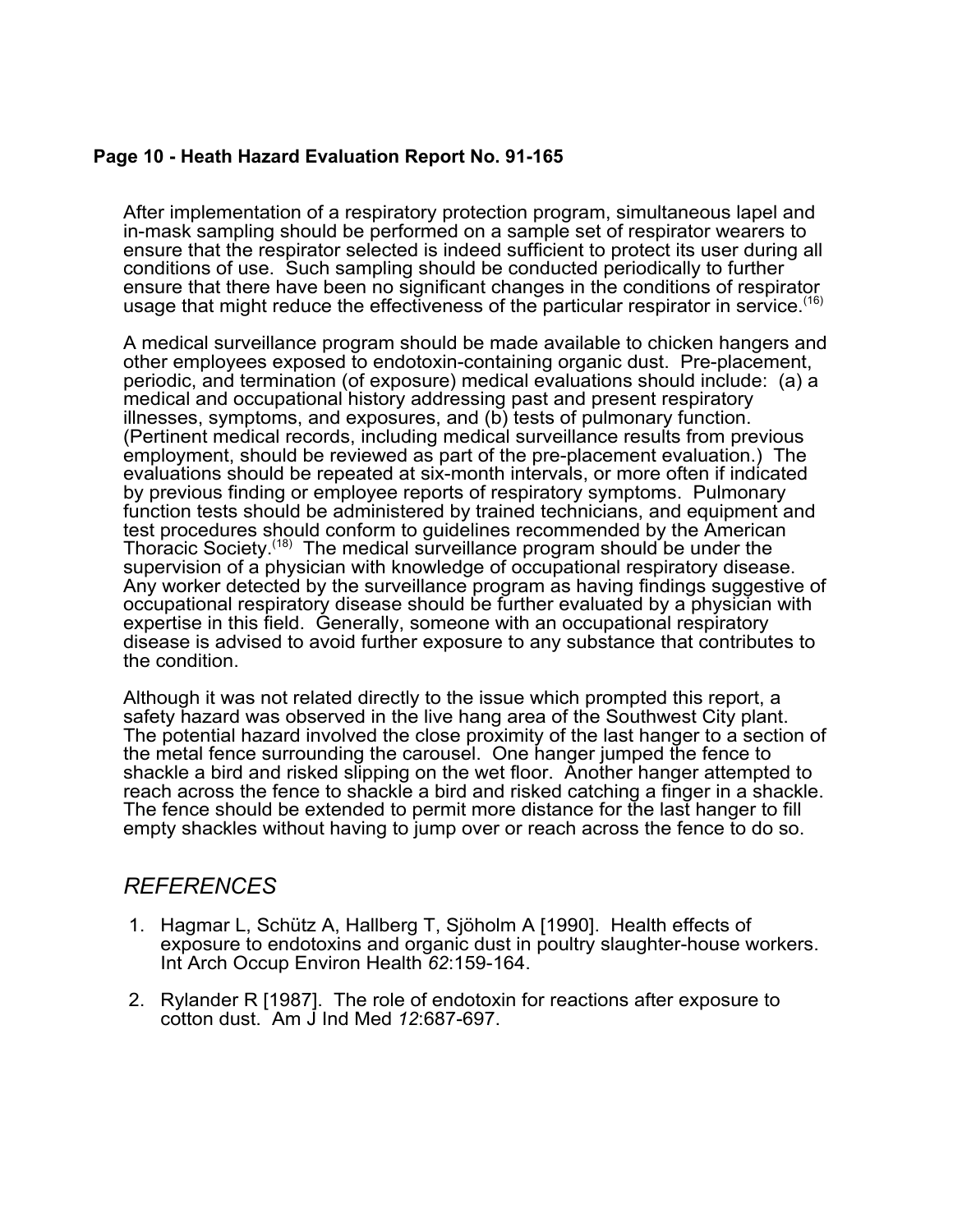After implementation of a respiratory protection program, simultaneous lapel and in-mask sampling should be performed on a sample set of respirator wearers to ensure that the respirator selected is indeed sufficient to protect its user during all conditions of use. Such sampling should be conducted periodically to further ensure that there have been no significant changes in the conditions of respirator usage that might reduce the effectiveness of the particular respirator in service.[16]

A medical surveillance program should be made available to chicken hangers and other employees exposed to endotoxin-containing organic dust. Pre-placement, periodic, and termination (of exposure) medical evaluations should include: (a) a medical and occupational history addressing past and present respiratory illnesses, symptoms, and exposures, and (b) tests of pulmonary function. (Pertinent medical records, including medical surveillance results from previous employment, should be reviewed as part of the pre-placement evaluation.) The evaluations should be repeated at six-month intervals, or more often if indicated by previous finding or employee reports of respiratory symptoms. Pulmonary function tests should be administered by trained technicians, and equipment and test procedures should conform to guidelines recommended by the American Thoracic Society.[18] The medical surveillance program should be under the supervision of a physician with knowledge of occupational respiratory disease. Any worker detected by the surveillance program as having findings suggestive of occupational respiratory disease should be further evaluated by a physician with expertise in this field. Generally, someone with an occupational respiratory disease is advised to avoid further exposure to any substance that contributes to the condition.

Although it was not related directly to the issue which prompted this report, a safety hazard was observed in the live hang area of the Southwest City plant. The potential hazard involved the close proximity of the last hanger to a section of the metal fence surrounding the carousel. One hanger jumped the fence to shackle a bird and risked slipping on the wet floor. Another hanger attempted to reach across the fence to shackle a bird and risked catching a finger in a shackle. The fence should be extended to permit more distance for the last hanger to fill empty shackles without having to jump over or reach across the fence to do so.

## *REFERENCES*

1. Hagmar L, Schütz A, Hallberg T, Sjöholm A [1990]. Health effects of exposure to endotoxins and organic dust in poultry slaughter-house workers. Int Arch Occup Environ Health *62*:159-164.

2. Rylander R [1987]. The role of endotoxin for reactions after exposure to cotton dust. Am J Ind Med *12*:687-697.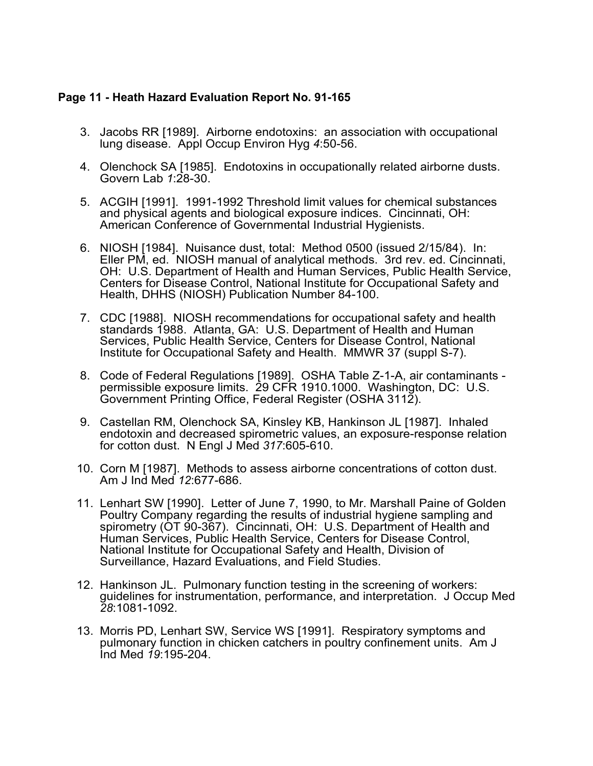3. Jacobs RR [1989]. Airborne endotoxins: an association with occupational lung disease. Appl Occup Environ Hyg *4*:50-56.

4. Olenchock SA [1985]. Endotoxins in occupationally related airborne dusts. Govern Lab *1*:28-30.

5. ACGIH [1991]. 1991-1992 Threshold limit values for chemical substances and physical agents and biological exposure indices. Cincinnati, OH: American Conference of Governmental Industrial Hygienists.

6. NIOSH [1984]. Nuisance dust, total: Method 0500 (issued 2/15/84). In: Eller PM, ed. NIOSH manual of analytical methods. 3rd rev. ed. Cincinnati, OH: U.S. Department of Health and Human Services, Public Health Service, Centers for Disease Control, National Institute for Occupational Safety and Health, DHHS (NIOSH) Publication Number 84-100.

7. CDC [1988]. NIOSH recommendations for occupational safety and health standards 1988. Atlanta, GA: U.S. Department of Health and Human Services, Public Health Service, Centers for Disease Control, National Institute for Occupational Safety and Health. MMWR 37 (suppl S-7).

8. Code of Federal Regulations [1989]. OSHA Table Z-1-A, air contaminants - permissible exposure limits. 29 CFR 1910.1000. Washington, DC: U.S. Government Printing Office, Federal Register (OSHA 3112).

9. Castellan RM, Olenchock SA, Kinsley KB, Hankinson JL [1987]. Inhaled endotoxin and decreased spirometric values, an exposure-response relation for cotton dust. N Engl J Med *317*:605-610.

10. Corn M [1987]. Methods to assess airborne concentrations of cotton dust. Am J Ind Med *12*:677-686.

11. Lenhart SW [1990]. Letter of June 7, 1990, to Mr. Marshall Paine of Golden Poultry Company regarding the results of industrial hygiene sampling and spirometry (OT 90-367). Cincinnati, OH: U.S. Department of Health and Human Services, Public Health Service, Centers for Disease Control, National Institute for Occupational Safety and Health, Division of Surveillance, Hazard Evaluations, and Field Studies.

12. Hankinson JL. Pulmonary function testing in the screening of workers: guidelines for instrumentation, performance, and interpretation. J Occup Med *28*:1081-1092.

13. Morris PD, Lenhart SW, Service WS [1991]. Respiratory symptoms and pulmonary function in chicken catchers in poultry confinement units. Am J Ind Med *19*:195-204.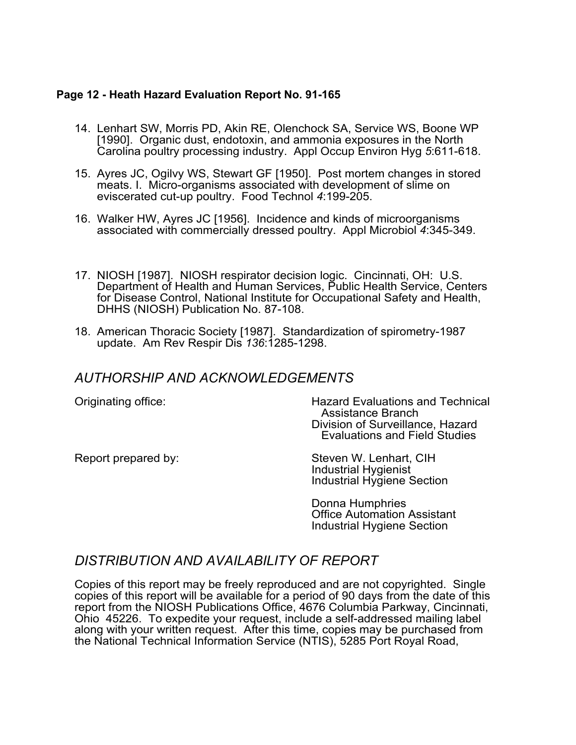14. Lenhart SW, Morris PD, Akin RE, Olenchock SA, Service WS, Boone WP [1990]. Organic dust, endotoxin, and ammonia exposures in the North Carolina poultry processing industry. Appl Occup Environ Hyg *5*:611-618.

15. Ayres JC, Ogilvy WS, Stewart GF [1950]. Post mortem changes in stored meats. I. Micro-organisms associated with development of slime on eviscerated cut-up poultry. Food Technol *4*:199-205.

16. Walker HW, Ayres JC [1956]. Incidence and kinds of microorganisms associated with commercially dressed poultry. Appl Microbiol *4*:345-349.

17. NIOSH [1987]. NIOSH respirator decision logic. Cincinnati, OH: U.S. Department of Health and Human Services, Public Health Service, Centers for Disease Control, National Institute for Occupational Safety and Health, DHHS (NIOSH) Publication No. 87-108.

18. American Thoracic Society [1987]. Standardization of spirometry-1987 update. Am Rev Respir Dis *136*:1285-1298.

## *AUTHORSHIP AND ACKNOWLEDGEMENTS*

Originating office: Hazard Evaluations and Technical Assistance Branch
Division of Surveillance, Hazard Evaluations and Field Studies

Report prepared by: Steven W. Lenhart, CIH
Industrial Hygienist
Industrial Hygiene Section

Donna Humphries
Office Automation Assistant
Industrial Hygiene Section

## *DISTRIBUTION AND AVAILABILITY OF REPORT*

Copies of this report may be freely reproduced and are not copyrighted. Single copies of this report will be available for a period of 90 days from the date of this report from the NIOSH Publications Office, 4676 Columbia Parkway, Cincinnati, Ohio 45226. To expedite your request, include a self-addressed mailing label along with your written request. After this time, copies may be purchased from the National Technical Information Service (NTIS), 5285 Port Royal Road,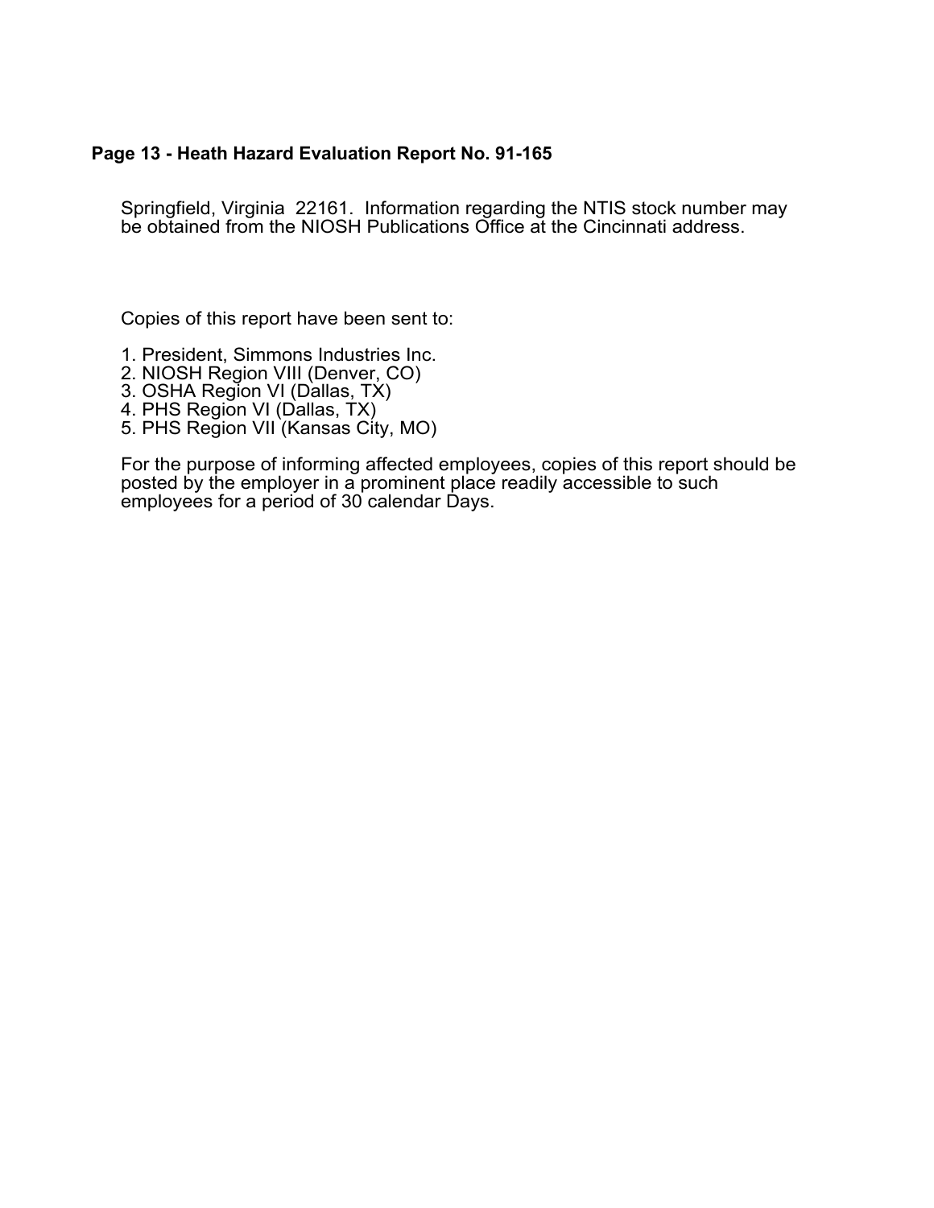Springfield, Virginia 22161. Information regarding the NTIS stock number may be obtained from the NIOSH Publications Office at the Cincinnati address.

Copies of this report have been sent to:

1. President, Simmons Industries Inc.
2. NIOSH Region VIII (Denver, CO)
3. OSHA Region VI (Dallas, TX)
4. PHS Region VI (Dallas, TX)
5. PHS Region VII (Kansas City, MO)

For the purpose of informing affected employees, copies of this report should be posted by the employer in a prominent place readily accessible to such employees for a period of 30 calendar Days.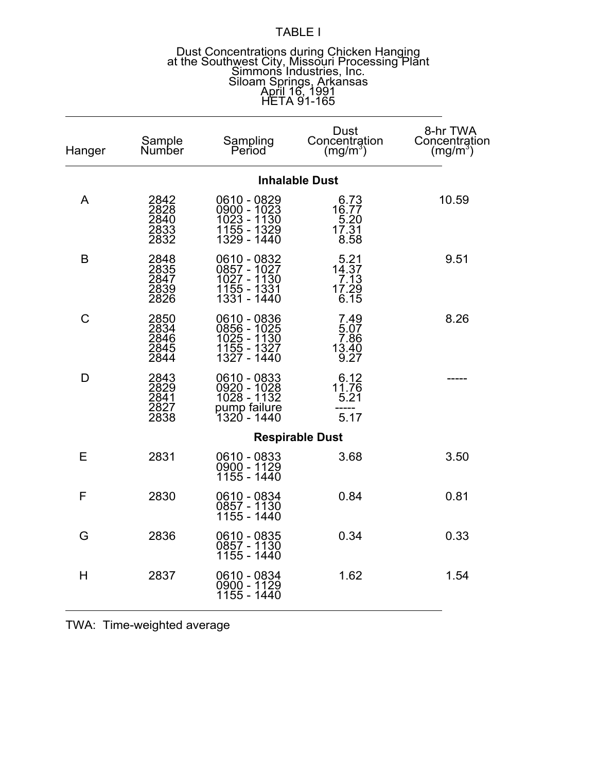TABLE I

Dust Concentrations during Chicken Hanging at the Southwest City, Missouri Processing Plant
Simmons Industries, Inc.
Siloam Springs, Arkansas
April 16, 1991
HETA 91-165

| Hanger | Sample Number | Sampling Period | Dust Concentration (mg/m$^3$) | 8-hr TWA Concentration (mg/m$^3$) |
|---|---|---|---|---|
| | | **Inhalable Dust** | | |
| A | 2842 | 0610 - 0829 | 6.73 | 10.59 |
| | 2828 | 0900 - 1023 | 16.77 | |
| | 2840 | 1023 - 1130 | 5.20 | |
| | 2833 | 1155 - 1329 | 17.31 | |
| | 2832 | 1329 - 1440 | 8.58 | |
| B | 2848 | 0610 - 0832 | 5.21 | 9.51 |
| | 2835 | 0857 - 1027 | 14.37 | |
| | 2847 | 1027 - 1130 | 7.13 | |
| | 2839 | 1155 - 1331 | 17.29 | |
| | 2826 | 1331 - 1440 | 6.15 | |
| C | 2850 | 0610 - 0836 | 7.49 | 8.26 |
| | 2834 | 0856 - 1025 | 5.07 | |
| | 2846 | 1025 - 1130 | 7.86 | |
| | 2845 | 1155 - 1327 | 13.40 | |
| | 2844 | 1327 - 1440 | 9.27 | |
| D | 2843 | 0610 - 0833 | 6.12 | ----- |
| | 2829 | 0920 - 1028 | 11.76 | |
| | 2841 | 1028 - 1132 | 5.21 | |
| | 2827 | pump failure | ----- | |
| | 2838 | 1320 - 1440 | 5.17 | |
| | | **Respirable Dust** | | |
| E | 2831 | 0610 - 0833<br>0900 - 1129<br>1155 - 1440 | 3.68 | 3.50 |
| F | 2830 | 0610 - 0834<br>0857 - 1130<br>1155 - 1440 | 0.84 | 0.81 |
| G | 2836 | 0610 - 0835<br>0857 - 1130<br>1155 - 1440 | 0.34 | 0.33 |
| H | 2837 | 0610 - 0834<br>0900 - 1129<br>1155 - 1440 | 1.62 | 1.54 |

TWA: Time-weighted average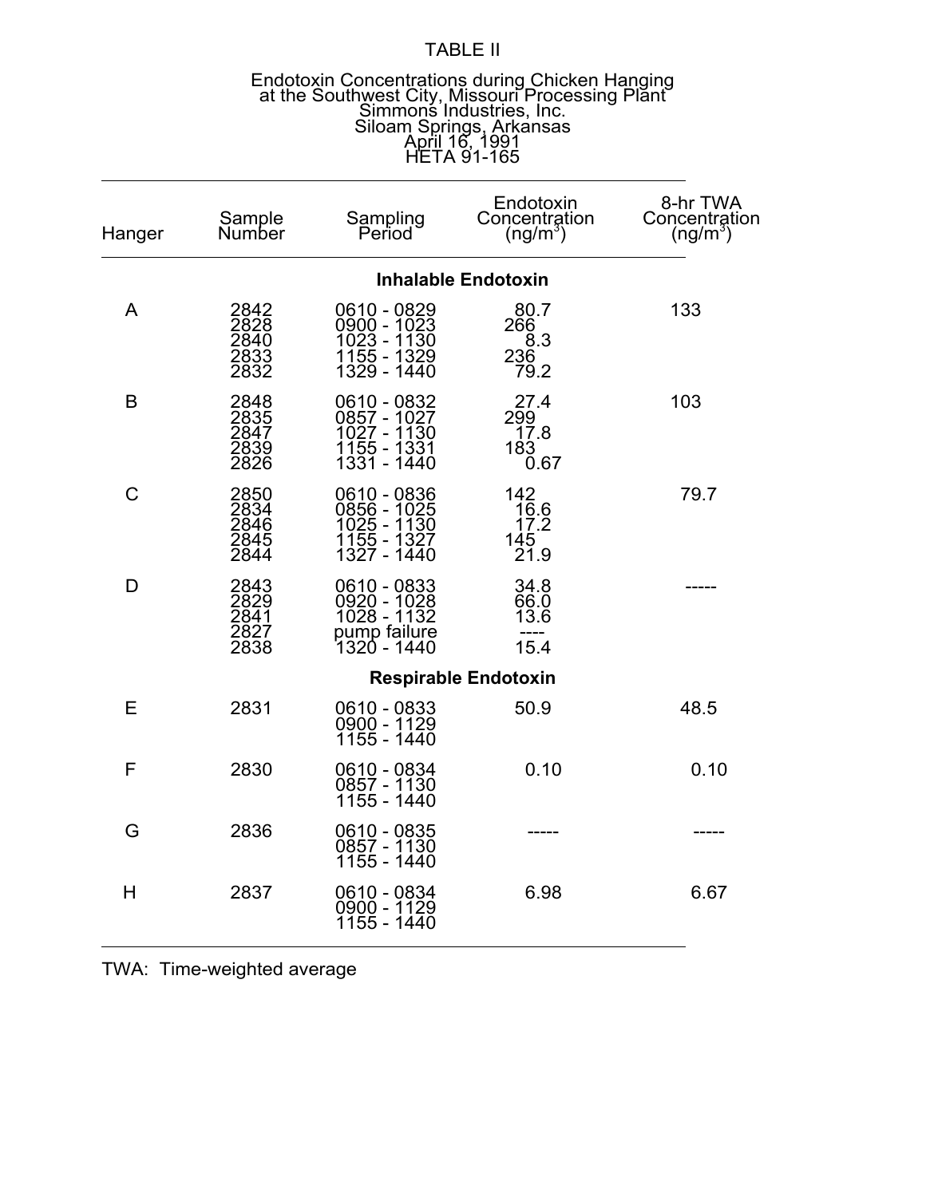TABLE II

Endotoxin Concentrations during Chicken Hanging at the Southwest City, Missouri Processing Plant
Simmons Industries, Inc.
Siloam Springs, Arkansas
April 16, 1991
HETA 91-165

| Hanger | Sample Number | Sampling Period | Endotoxin Concentration (ng/m$^3$) | 8-hr TWA Concentration (ng/m$^3$) |
|---|---|---|---|---|
| **Inhalable Endotoxin** | | | | |
| A | 2842 | 0610 - 0829 | 80.7 | 133 |
| | 2828 | 0900 - 1023 | 266 | |
| | 2840 | 1023 - 1130 | 8.3 | |
| | 2833 | 1155 - 1329 | 236 | |
| | 2832 | 1329 - 1440 | 79.2 | |
| B | 2848 | 0610 - 0832 | 27.4 | 103 |
| | 2835 | 0857 - 1027 | 299 | |
| | 2847 | 1027 - 1130 | 17.8 | |
| | 2839 | 1155 - 1331 | 183 | |
| | 2826 | 1331 - 1440 | 0.67 | |
| C | 2850 | 0610 - 0836 | 142 | 79.7 |
| | 2834 | 0856 - 1025 | 16.6 | |
| | 2846 | 1025 - 1130 | 17.2 | |
| | 2845 | 1155 - 1327 | 145 | |
| | 2844 | 1327 - 1440 | 21.9 | |
| D | 2843 | 0610 - 0833 | 34.8 | ----- |
| | 2829 | 0920 - 1028 | 66.0 | |
| | 2841 | 1028 - 1132 | 13.6 | |
| | 2827 | pump failure | ---- | |
| | 2838 | 1320 - 1440 | 15.4 | |
| **Respirable Endotoxin** | | | | |
| E | 2831 | 0610 - 0833<br>0900 - 1129<br>1155 - 1440 | 50.9 | 48.5 |
| F | 2830 | 0610 - 0834<br>0857 - 1130<br>1155 - 1440 | 0.10 | 0.10 |
| G | 2836 | 0610 - 0835<br>0857 - 1130<br>1155 - 1440 | ----- | ----- |
| H | 2837 | 0610 - 0834<br>0900 - 1129<br>1155 - 1440 | 6.98 | 6.67 |

TWA: Time-weighted average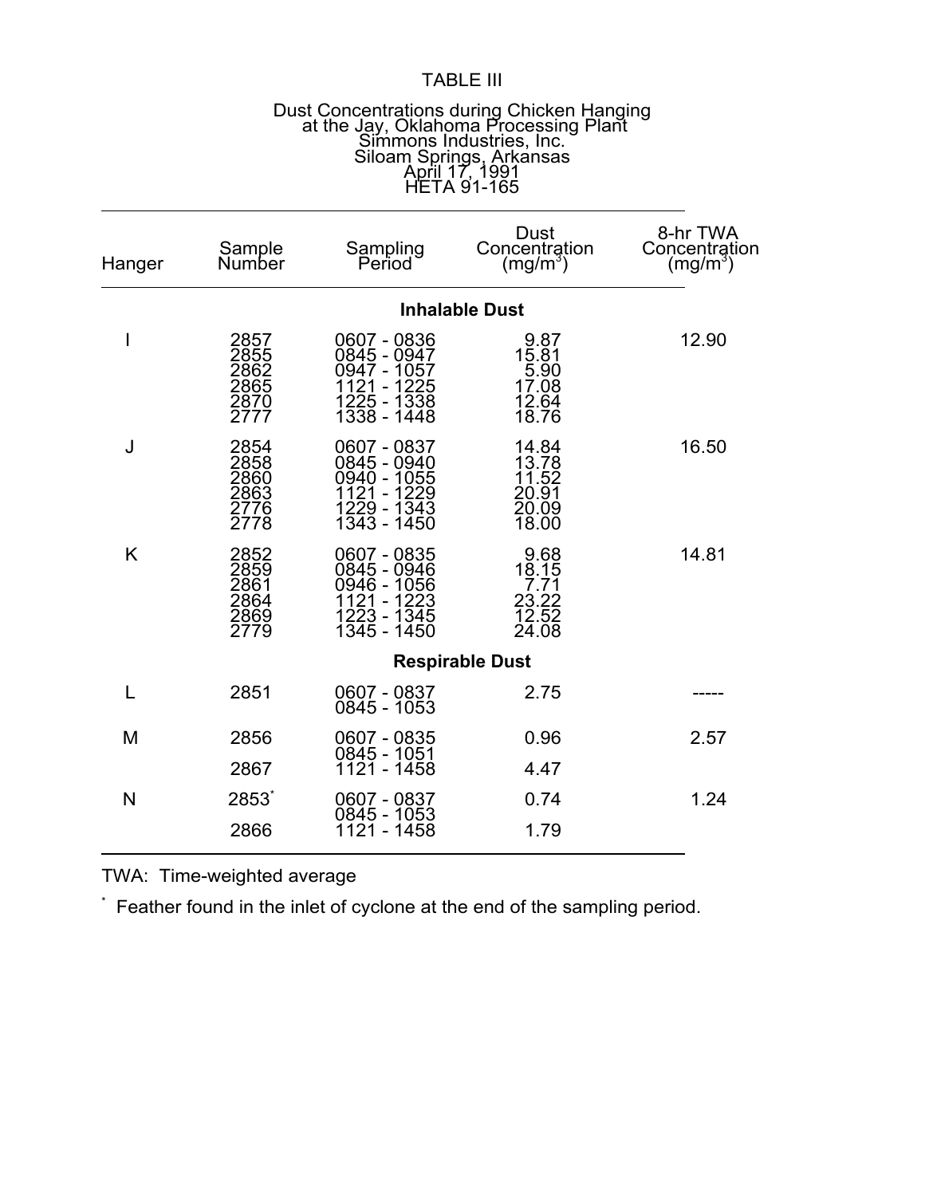TABLE III

Dust Concentrations during Chicken Hanging
at the Jay, Oklahoma Processing Plant
Simmons Industries, Inc.
Siloam Springs, Arkansas
April 17, 1991
HETA 91-165

| Hanger | Sample Number | Sampling Period | Dust Concentration ($mg/m^3$) | 8-hr TWA Concentration ($mg/m^3$) |
|---|---|---|---|---|
| | | **Inhalable Dust** | | |
| I | 2857 | 0607 - 0836 | 9.87 | 12.90 |
| | 2855 | 0845 - 0947 | 15.81 | |
| | 2862 | 0947 - 1057 | 5.90 | |
| | 2865 | 1121 - 1225 | 17.08 | |
| | 2870 | 1225 - 1338 | 12.64 | |
| | 2777 | 1338 - 1448 | 18.76 | |
| J | 2854 | 0607 - 0837 | 14.84 | 16.50 |
| | 2858 | 0845 - 0940 | 13.78 | |
| | 2860 | 0940 - 1055 | 11.52 | |
| | 2863 | 1121 - 1229 | 20.91 | |
| | 2776 | 1229 - 1343 | 20.09 | |
| | 2778 | 1343 - 1450 | 18.00 | |
| K | 2852 | 0607 - 0835 | 9.68 | 14.81 |
| | 2859 | 0845 - 0946 | 18.15 | |
| | 2861 | 0946 - 1056 | 7.71 | |
| | 2864 | 1121 - 1223 | 23.22 | |
| | 2869 | 1223 - 1345 | 12.52 | |
| | 2779 | 1345 - 1450 | 24.08 | |
| | | **Respirable Dust** | | |
| L | 2851 | 0607 - 0837<br>0845 - 1053 | 2.75 | ----- |
| M | 2856 | 0607 - 0835<br>0845 - 1051 | 0.96 | 2.57 |
| | 2867 | 1121 - 1458 | 4.47 | |
| N | 2853* | 0607 - 0837<br>0845 - 1053 | 0.74 | 1.24 |
| | 2866 | 1121 - 1458 | 1.79 | |

TWA: Time-weighted average

* Feather found in the inlet of cyclone at the end of the sampling period.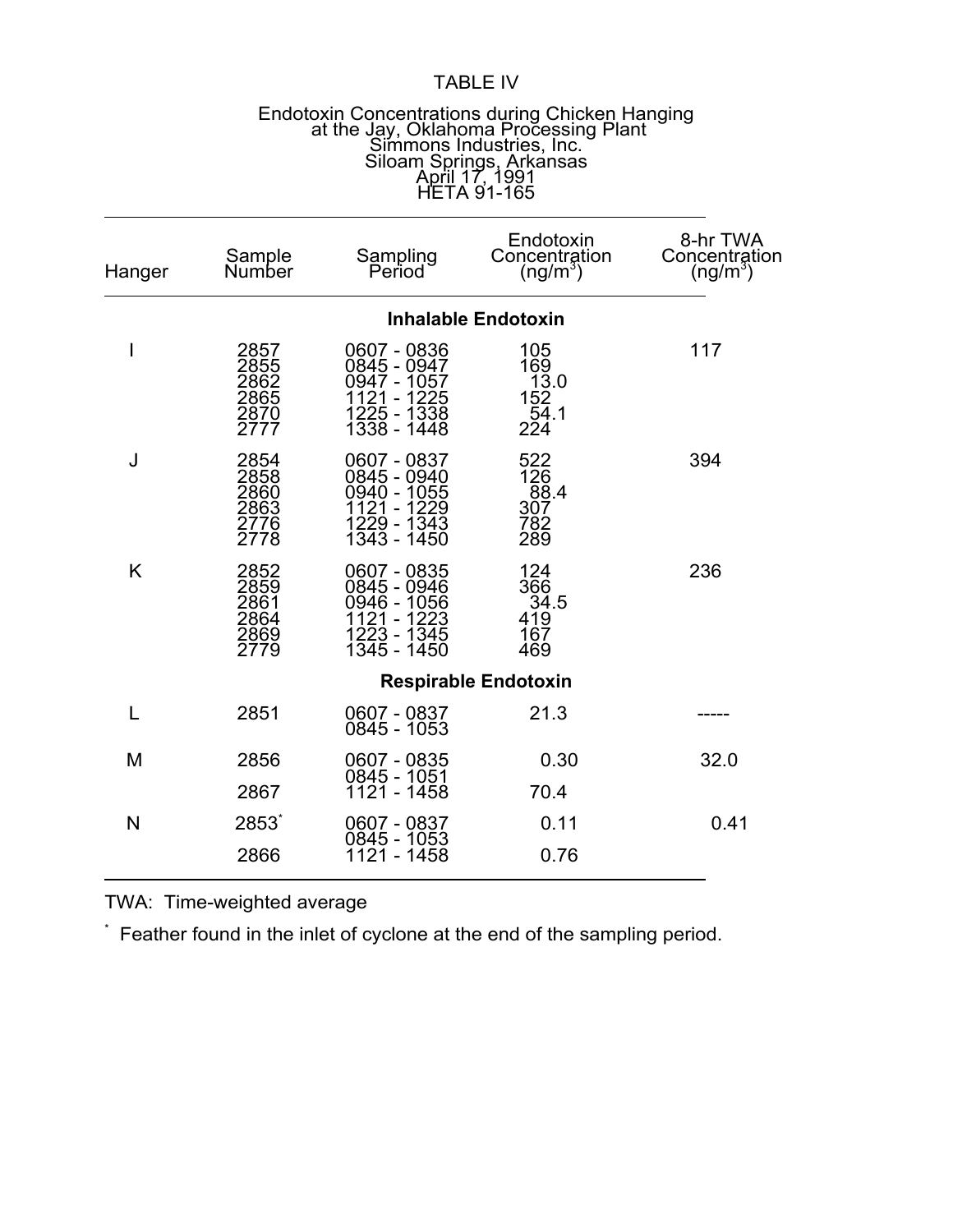# TABLE IV

Endotoxin Concentrations during Chicken Hanging
at the Jay, Oklahoma Processing Plant
Simmons Industries, Inc.
Siloam Springs, Arkansas
April 17, 1991
HETA 91-165

| Hanger | Sample Number | Sampling Period | Endotoxin Concentration (ng/m$^3$) | 8-hr TWA Concentration (ng/m$^3$) |
|---|---|---|---|---|
| | | **Inhalable Endotoxin** | | |
| I | 2857 | 0607 - 0836 | 105 | 117 |
| | 2855 | 0845 - 0947 | 169 | |
| | 2862 | 0947 - 1057 | 13.0 | |
| | 2865 | 1121 - 1225 | 152 | |
| | 2870 | 1225 - 1338 | 54.1 | |
| | 2777 | 1338 - 1448 | 224 | |
| J | 2854 | 0607 - 0837 | 522 | 394 |
| | 2858 | 0845 - 0940 | 126 | |
| | 2860 | 0940 - 1055 | 88.4 | |
| | 2863 | 1121 - 1229 | 307 | |
| | 2776 | 1229 - 1343 | 782 | |
| | 2778 | 1343 - 1450 | 289 | |
| K | 2852 | 0607 - 0835 | 124 | 236 |
| | 2859 | 0845 - 0946 | 366 | |
| | 2861 | 0946 - 1056 | 34.5 | |
| | 2864 | 1121 - 1223 | 419 | |
| | 2869 | 1223 - 1345 | 167 | |
| | 2779 | 1345 - 1450 | 469 | |
| | | **Respirable Endotoxin** | | |
| L | 2851 | 0607 - 0837<br>0845 - 1053 | 21.3 | ----- |
| M | 2856 | 0607 - 0835<br>0845 - 1051 | 0.30 | 32.0 |
| | 2867 | 1121 - 1458 | 70.4 | |
| N | 2853* | 0607 - 0837<br>0845 - 1053 | 0.11 | 0.41 |
| | 2866 | 1121 - 1458 | 0.76 | |

TWA: Time-weighted average

* Feather found in the inlet of cyclone at the end of the sampling period.